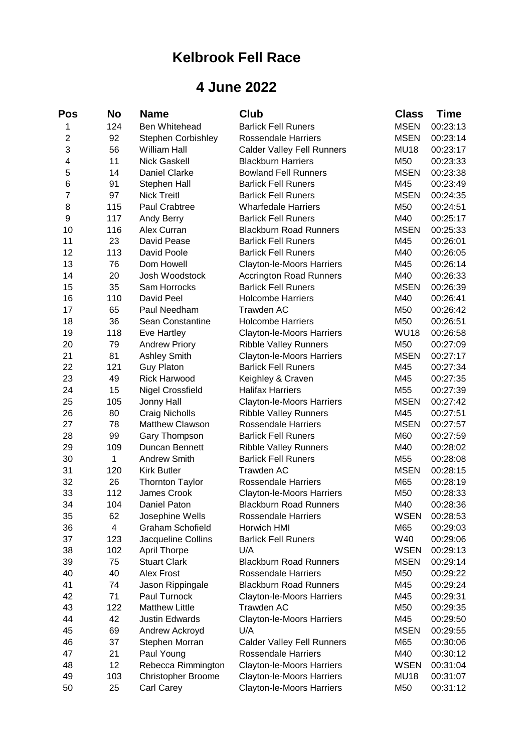# Kelbrook Fell Race

## 4 June 2022

| Pos | No | Name | Club | Class | Time |
|---|---|---|---|---|---|
| 1 | 124 | Ben Whitehead | Barlick Fell Runers | MSEN | 00:23:13 |
| 2 | 92 | Stephen Corbishley | Rossendale Harriers | MSEN | 00:23:14 |
| 3 | 56 | William Hall | Calder Valley Fell Runners | MU18 | 00:23:17 |
| 4 | 11 | Nick Gaskell | Blackburn Harriers | M50 | 00:23:33 |
| 5 | 14 | Daniel Clarke | Bowland Fell Runners | MSEN | 00:23:38 |
| 6 | 91 | Stephen Hall | Barlick Fell Runers | M45 | 00:23:49 |
| 7 | 97 | Nick Treitl | Barlick Fell Runers | MSEN | 00:24:35 |
| 8 | 115 | Paul Crabtree | Wharfedale Harriers | M50 | 00:24:51 |
| 9 | 117 | Andy Berry | Barlick Fell Runers | M40 | 00:25:17 |
| 10 | 116 | Alex Curran | Blackburn Road Runners | MSEN | 00:25:33 |
| 11 | 23 | David Pease | Barlick Fell Runers | M45 | 00:26:01 |
| 12 | 113 | David Poole | Barlick Fell Runers | M40 | 00:26:05 |
| 13 | 76 | Dom Howell | Clayton-le-Moors Harriers | M45 | 00:26:14 |
| 14 | 20 | Josh Woodstock | Accrington Road Runners | M40 | 00:26:33 |
| 15 | 35 | Sam Horrocks | Barlick Fell Runers | MSEN | 00:26:39 |
| 16 | 110 | David Peel | Holcombe Harriers | M40 | 00:26:41 |
| 17 | 65 | Paul Needham | Trawden AC | M50 | 00:26:42 |
| 18 | 36 | Sean Constantine | Holcombe Harriers | M50 | 00:26:51 |
| 19 | 118 | Eve Hartley | Clayton-le-Moors Harriers | WU18 | 00:26:58 |
| 20 | 79 | Andrew Priory | Ribble Valley Runners | M50 | 00:27:09 |
| 21 | 81 | Ashley Smith | Clayton-le-Moors Harriers | MSEN | 00:27:17 |
| 22 | 121 | Guy Platon | Barlick Fell Runers | M45 | 00:27:34 |
| 23 | 49 | Rick Harwood | Keighley & Craven | M45 | 00:27:35 |
| 24 | 15 | Nigel Crossfield | Halifax Harriers | M55 | 00:27:39 |
| 25 | 105 | Jonny Hall | Clayton-le-Moors Harriers | MSEN | 00:27:42 |
| 26 | 80 | Craig Nicholls | Ribble Valley Runners | M45 | 00:27:51 |
| 27 | 78 | Matthew Clawson | Rossendale Harriers | MSEN | 00:27:57 |
| 28 | 99 | Gary Thompson | Barlick Fell Runers | M60 | 00:27:59 |
| 29 | 109 | Duncan Bennett | Ribble Valley Runners | M40 | 00:28:02 |
| 30 | 1 | Andrew Smith | Barlick Fell Runers | M55 | 00:28:08 |
| 31 | 120 | Kirk Butler | Trawden AC | MSEN | 00:28:15 |
| 32 | 26 | Thornton Taylor | Rossendale Harriers | M65 | 00:28:19 |
| 33 | 112 | James Crook | Clayton-le-Moors Harriers | M50 | 00:28:33 |
| 34 | 104 | Daniel Paton | Blackburn Road Runners | M40 | 00:28:36 |
| 35 | 62 | Josephine Wells | Rossendale Harriers | WSEN | 00:28:53 |
| 36 | 4 | Graham Schofield | Horwich HMI | M65 | 00:29:03 |
| 37 | 123 | Jacqueline Collins | Barlick Fell Runers | W40 | 00:29:06 |
| 38 | 102 | April Thorpe | U/A | WSEN | 00:29:13 |
| 39 | 75 | Stuart Clark | Blackburn Road Runners | MSEN | 00:29:14 |
| 40 | 40 | Alex Frost | Rossendale Harriers | M50 | 00:29:22 |
| 41 | 74 | Jason Rippingale | Blackburn Road Runners | M45 | 00:29:24 |
| 42 | 71 | Paul Turnock | Clayton-le-Moors Harriers | M45 | 00:29:31 |
| 43 | 122 | Matthew Little | Trawden AC | M50 | 00:29:35 |
| 44 | 42 | Justin Edwards | Clayton-le-Moors Harriers | M45 | 00:29:50 |
| 45 | 69 | Andrew Ackroyd | U/A | MSEN | 00:29:55 |
| 46 | 37 | Stephen Morran | Calder Valley Fell Runners | M65 | 00:30:06 |
| 47 | 21 | Paul Young | Rossendale Harriers | M40 | 00:30:12 |
| 48 | 12 | Rebecca Rimmington | Clayton-le-Moors Harriers | WSEN | 00:31:04 |
| 49 | 103 | Christopher Broome | Clayton-le-Moors Harriers | MU18 | 00:31:07 |
| 50 | 25 | Carl Carey | Clayton-le-Moors Harriers | M50 | 00:31:12 |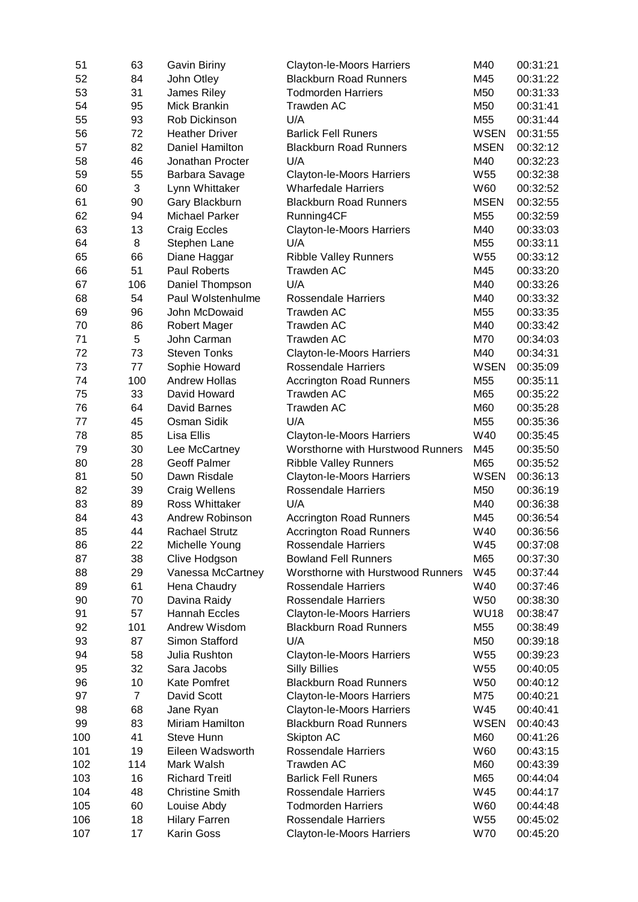| | | | | | |
|---|---|---|---|---|---|
| 51 | 63 | Gavin Biriny | Clayton-le-Moors Harriers | M40 | 00:31:21 |
| 52 | 84 | John Otley | Blackburn Road Runners | M45 | 00:31:22 |
| 53 | 31 | James Riley | Todmorden Harriers | M50 | 00:31:33 |
| 54 | 95 | Mick Brankin | Trawden AC | M50 | 00:31:41 |
| 55 | 93 | Rob Dickinson | U/A | M55 | 00:31:44 |
| 56 | 72 | Heather Driver | Barlick Fell Runers | WSEN | 00:31:55 |
| 57 | 82 | Daniel Hamilton | Blackburn Road Runners | MSEN | 00:32:12 |
| 58 | 46 | Jonathan Procter | U/A | M40 | 00:32:23 |
| 59 | 55 | Barbara Savage | Clayton-le-Moors Harriers | W55 | 00:32:38 |
| 60 | 3 | Lynn Whittaker | Wharfedale Harriers | W60 | 00:32:52 |
| 61 | 90 | Gary Blackburn | Blackburn Road Runners | MSEN | 00:32:55 |
| 62 | 94 | Michael Parker | Running4CF | M55 | 00:32:59 |
| 63 | 13 | Craig Eccles | Clayton-le-Moors Harriers | M40 | 00:33:03 |
| 64 | 8 | Stephen Lane | U/A | M55 | 00:33:11 |
| 65 | 66 | Diane Haggar | Ribble Valley Runners | W55 | 00:33:12 |
| 66 | 51 | Paul Roberts | Trawden AC | M45 | 00:33:20 |
| 67 | 106 | Daniel Thompson | U/A | M40 | 00:33:26 |
| 68 | 54 | Paul Wolstenhulme | Rossendale Harriers | M40 | 00:33:32 |
| 69 | 96 | John McDowaid | Trawden AC | M55 | 00:33:35 |
| 70 | 86 | Robert Mager | Trawden AC | M40 | 00:33:42 |
| 71 | 5 | John Carman | Trawden AC | M70 | 00:34:03 |
| 72 | 73 | Steven Tonks | Clayton-le-Moors Harriers | M40 | 00:34:31 |
| 73 | 77 | Sophie Howard | Rossendale Harriers | WSEN | 00:35:09 |
| 74 | 100 | Andrew Hollas | Accrington Road Runners | M55 | 00:35:11 |
| 75 | 33 | David Howard | Trawden AC | M65 | 00:35:22 |
| 76 | 64 | David Barnes | Trawden AC | M60 | 00:35:28 |
| 77 | 45 | Osman Sidik | U/A | M55 | 00:35:36 |
| 78 | 85 | Lisa Ellis | Clayton-le-Moors Harriers | W40 | 00:35:45 |
| 79 | 30 | Lee McCartney | Worsthorne with Hurstwood Runners | M45 | 00:35:50 |
| 80 | 28 | Geoff Palmer | Ribble Valley Runners | M65 | 00:35:52 |
| 81 | 50 | Dawn Risdale | Clayton-le-Moors Harriers | WSEN | 00:36:13 |
| 82 | 39 | Craig Wellens | Rossendale Harriers | M50 | 00:36:19 |
| 83 | 89 | Ross Whittaker | U/A | M40 | 00:36:38 |
| 84 | 43 | Andrew Robinson | Accrington Road Runners | M45 | 00:36:54 |
| 85 | 44 | Rachael Strutz | Accrington Road Runners | W40 | 00:36:56 |
| 86 | 22 | Michelle Young | Rossendale Harriers | W45 | 00:37:08 |
| 87 | 38 | Clive Hodgson | Bowland Fell Runners | M65 | 00:37:30 |
| 88 | 29 | Vanessa McCartney | Worsthorne with Hurstwood Runners | W45 | 00:37:44 |
| 89 | 61 | Hena Chaudry | Rossendale Harriers | W40 | 00:37:46 |
| 90 | 70 | Davina Raidy | Rossendale Harriers | W50 | 00:38:30 |
| 91 | 57 | Hannah Eccles | Clayton-le-Moors Harriers | WU18 | 00:38:47 |
| 92 | 101 | Andrew Wisdom | Blackburn Road Runners | M55 | 00:38:49 |
| 93 | 87 | Simon Stafford | U/A | M50 | 00:39:18 |
| 94 | 58 | Julia Rushton | Clayton-le-Moors Harriers | W55 | 00:39:23 |
| 95 | 32 | Sara Jacobs | Silly Billies | W55 | 00:40:05 |
| 96 | 10 | Kate Pomfret | Blackburn Road Runners | W50 | 00:40:12 |
| 97 | 7 | David Scott | Clayton-le-Moors Harriers | M75 | 00:40:21 |
| 98 | 68 | Jane Ryan | Clayton-le-Moors Harriers | W45 | 00:40:41 |
| 99 | 83 | Miriam Hamilton | Blackburn Road Runners | WSEN | 00:40:43 |
| 100 | 41 | Steve Hunn | Skipton AC | M60 | 00:41:26 |
| 101 | 19 | Eileen Wadsworth | Rossendale Harriers | W60 | 00:43:15 |
| 102 | 114 | Mark Walsh | Trawden AC | M60 | 00:43:39 |
| 103 | 16 | Richard Treitl | Barlick Fell Runers | M65 | 00:44:04 |
| 104 | 48 | Christine Smith | Rossendale Harriers | W45 | 00:44:17 |
| 105 | 60 | Louise Abdy | Todmorden Harriers | W60 | 00:44:48 |
| 106 | 18 | Hilary Farren | Rossendale Harriers | W55 | 00:45:02 |
| 107 | 17 | Karin Goss | Clayton-le-Moors Harriers | W70 | 00:45:20 |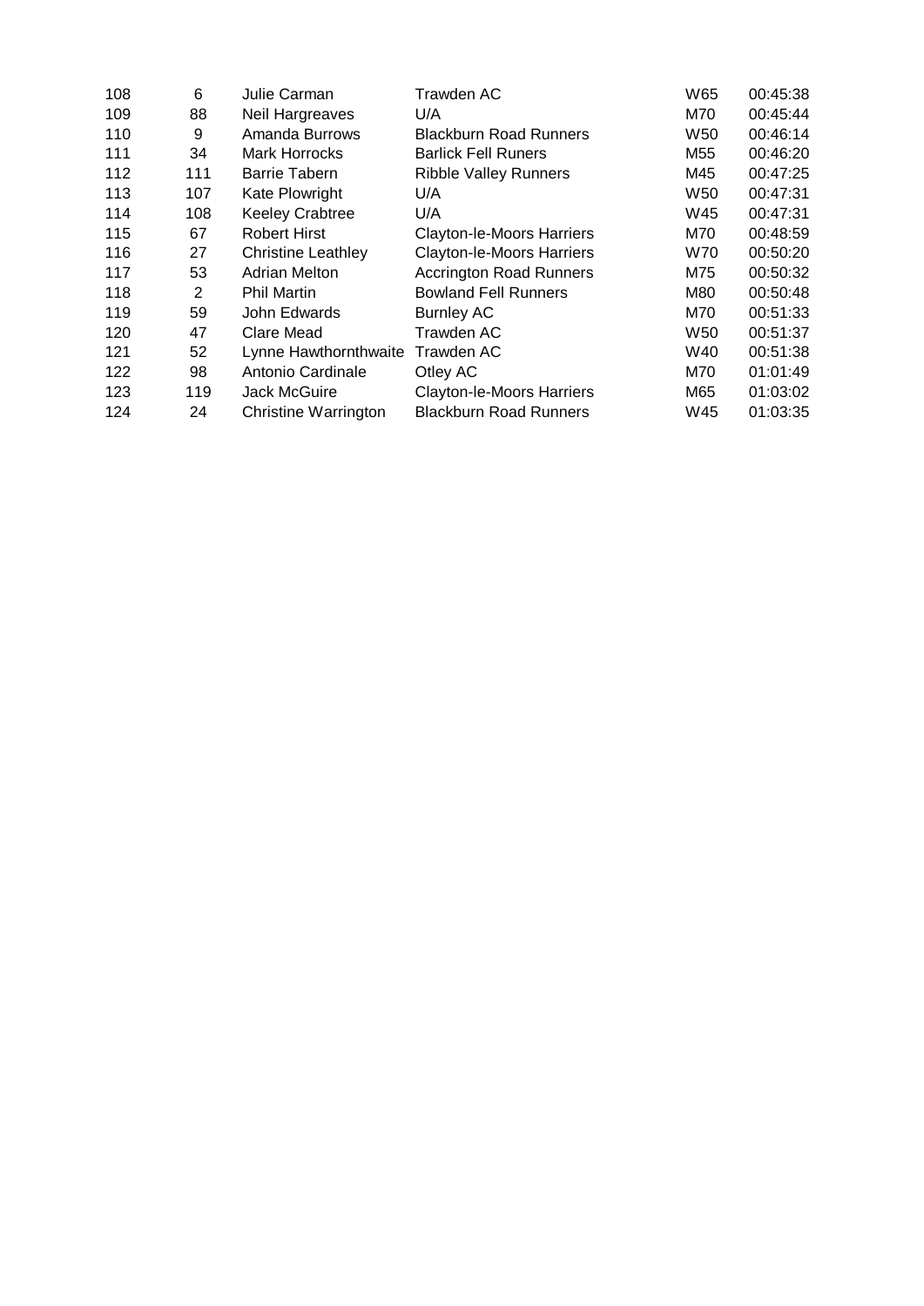| | | | | | |
|---|---|---|---|---|---|
| 108 | 6 | Julie Carman | Trawden AC | W65 | 00:45:38 |
| 109 | 88 | Neil Hargreaves | U/A | M70 | 00:45:44 |
| 110 | 9 | Amanda Burrows | Blackburn Road Runners | W50 | 00:46:14 |
| 111 | 34 | Mark Horrocks | Barlick Fell Runers | M55 | 00:46:20 |
| 112 | 111 | Barrie Tabern | Ribble Valley Runners | M45 | 00:47:25 |
| 113 | 107 | Kate Plowright | U/A | W50 | 00:47:31 |
| 114 | 108 | Keeley Crabtree | U/A | W45 | 00:47:31 |
| 115 | 67 | Robert Hirst | Clayton-le-Moors Harriers | M70 | 00:48:59 |
| 116 | 27 | Christine Leathley | Clayton-le-Moors Harriers | W70 | 00:50:20 |
| 117 | 53 | Adrian Melton | Accrington Road Runners | M75 | 00:50:32 |
| 118 | 2 | Phil Martin | Bowland Fell Runners | M80 | 00:50:48 |
| 119 | 59 | John Edwards | Burnley AC | M70 | 00:51:33 |
| 120 | 47 | Clare Mead | Trawden AC | W50 | 00:51:37 |
| 121 | 52 | Lynne Hawthornthwaite | Trawden AC | W40 | 00:51:38 |
| 122 | 98 | Antonio Cardinale | Otley AC | M70 | 01:01:49 |
| 123 | 119 | Jack McGuire | Clayton-le-Moors Harriers | M65 | 01:03:02 |
| 124 | 24 | Christine Warrington | Blackburn Road Runners | W45 | 01:03:35 |